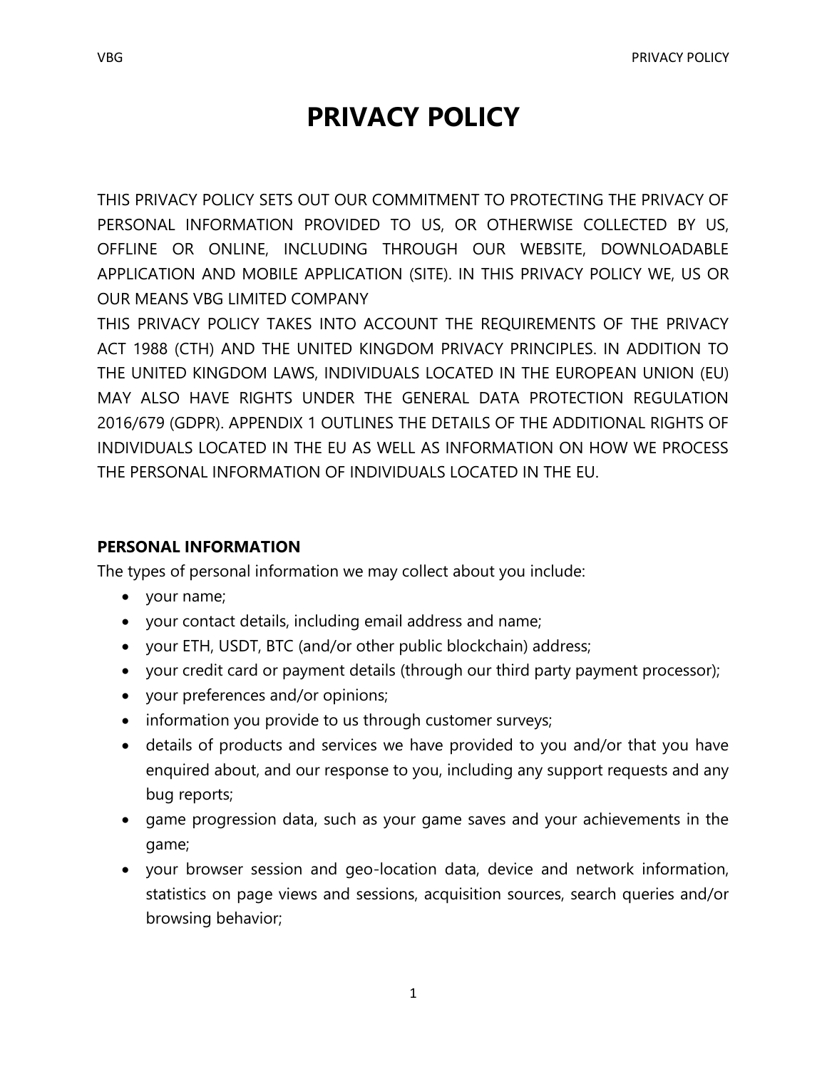# PRIVACY POLICY

THIS PRIVACY POLICY SETS OUT OUR COMMITMENT TO PROTECTING THE PRIVACY OF PERSONAL INFORMATION PROVIDED TO US, OR OTHERWISE COLLECTED BY US, OFFLINE OR ONLINE, INCLUDING THROUGH OUR WEBSITE, DOWNLOADABLE APPLICATION AND MOBILE APPLICATION (SITE). IN THIS PRIVACY POLICY WE, US OR OUR MEANS VBG LIMITED COMPANY

THIS PRIVACY POLICY TAKES INTO ACCOUNT THE REQUIREMENTS OF THE PRIVACY ACT 1988 (CTH) AND THE UNITED KINGDOM PRIVACY PRINCIPLES. IN ADDITION TO THE UNITED KINGDOM LAWS, INDIVIDUALS LOCATED IN THE EUROPEAN UNION (EU) MAY ALSO HAVE RIGHTS UNDER THE GENERAL DATA PROTECTION REGULATION 2016/679 (GDPR). APPENDIX 1 OUTLINES THE DETAILS OF THE ADDITIONAL RIGHTS OF INDIVIDUALS LOCATED IN THE EU AS WELL AS INFORMATION ON HOW WE PROCESS THE PERSONAL INFORMATION OF INDIVIDUALS LOCATED IN THE EU.

## PERSONAL INFORMATION

The types of personal information we may collect about you include:

- your name;
- your contact details, including email address and name;
- your ETH, USDT, BTC (and/or other public blockchain) address;
- your credit card or payment details (through our third party payment processor);
- your preferences and/or opinions;
- information you provide to us through customer surveys;
- details of products and services we have provided to you and/or that you have enquired about, and our response to you, including any support requests and any bug reports;
- game progression data, such as your game saves and your achievements in the game;
- your browser session and geo-location data, device and network information, statistics on page views and sessions, acquisition sources, search queries and/or browsing behavior;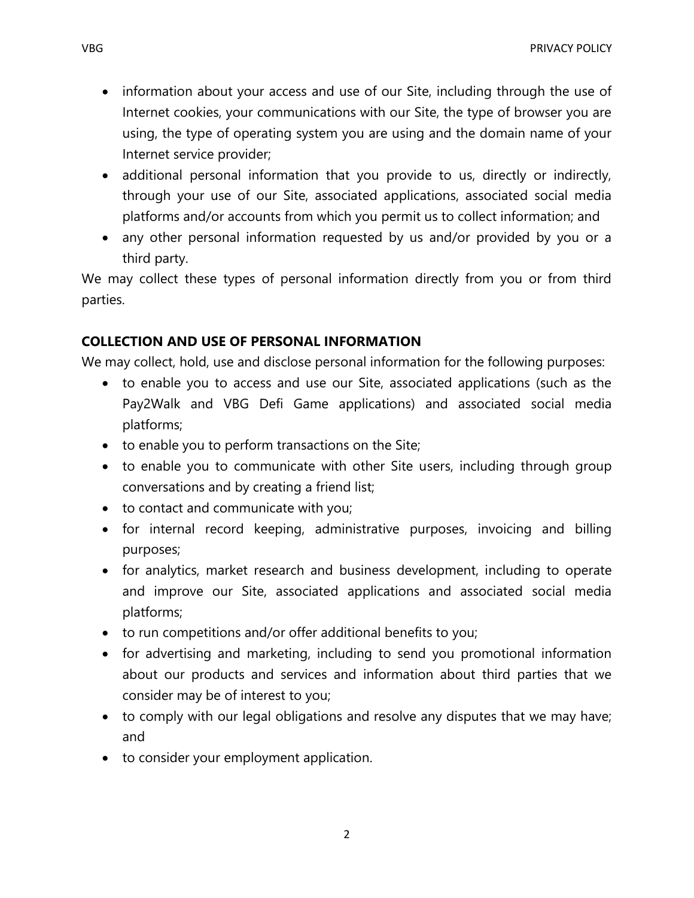- information about your access and use of our Site, including through the use of Internet cookies, your communications with our Site, the type of browser you are using, the type of operating system you are using and the domain name of your Internet service provider;
- additional personal information that you provide to us, directly or indirectly, through your use of our Site, associated applications, associated social media platforms and/or accounts from which you permit us to collect information; and
- any other personal information requested by us and/or provided by you or a third party.

We may collect these types of personal information directly from you or from third parties.

## COLLECTION AND USE OF PERSONAL INFORMATION

We may collect, hold, use and disclose personal information for the following purposes:

- to enable you to access and use our Site, associated applications (such as the Pay2Walk and VBG Defi Game applications) and associated social media platforms;
- to enable you to perform transactions on the Site;
- to enable you to communicate with other Site users, including through group conversations and by creating a friend list;
- to contact and communicate with you;
- for internal record keeping, administrative purposes, invoicing and billing purposes;
- for analytics, market research and business development, including to operate and improve our Site, associated applications and associated social media platforms;
- to run competitions and/or offer additional benefits to you;
- for advertising and marketing, including to send you promotional information about our products and services and information about third parties that we consider may be of interest to you;
- to comply with our legal obligations and resolve any disputes that we may have; and
- to consider your employment application.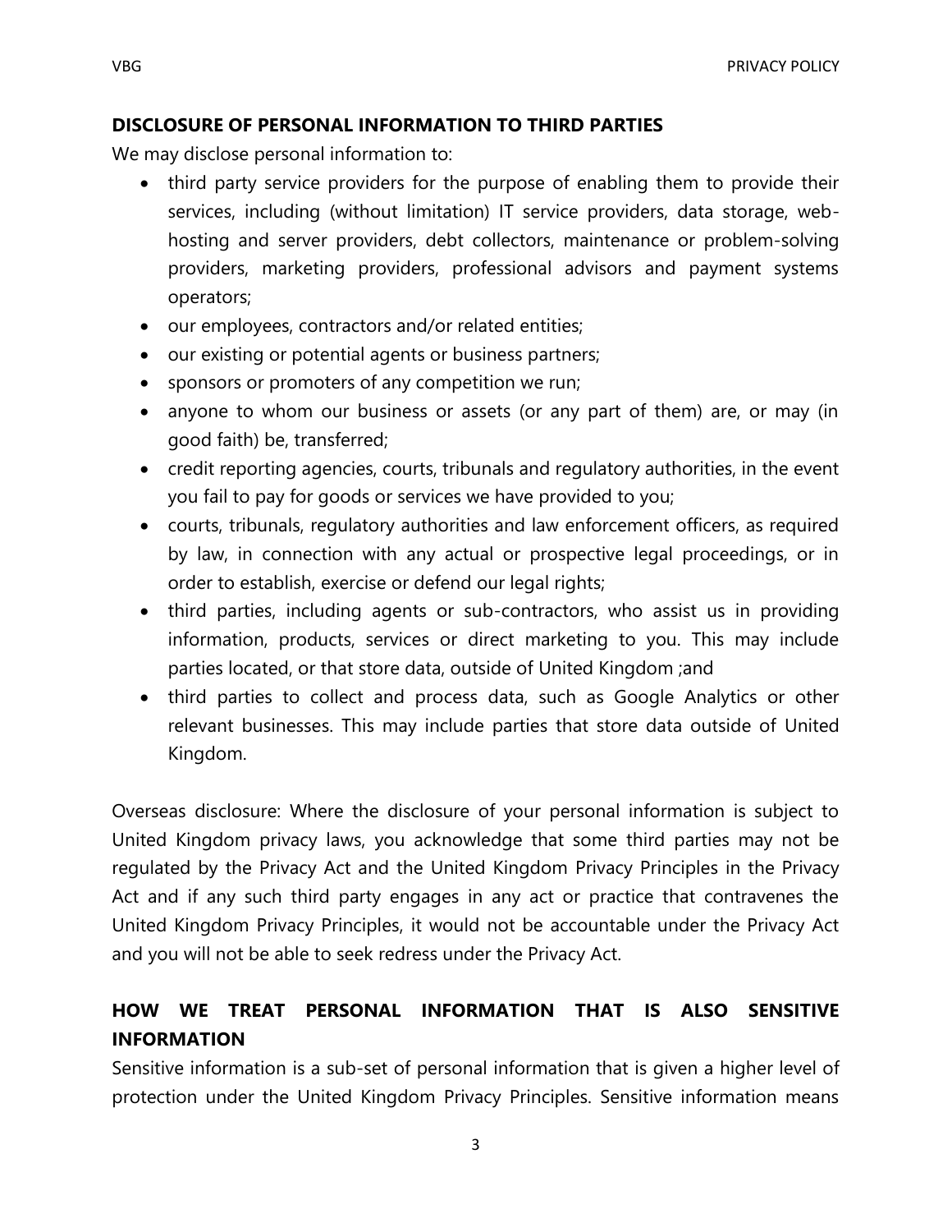## DISCLOSURE OF PERSONAL INFORMATION TO THIRD PARTIES

We may disclose personal information to:

- third party service providers for the purpose of enabling them to provide their services, including (without limitation) IT service providers, data storage, web-hosting and server providers, debt collectors, maintenance or problem-solving providers, marketing providers, professional advisors and payment systems operators;
- our employees, contractors and/or related entities;
- our existing or potential agents or business partners;
- sponsors or promoters of any competition we run;
- anyone to whom our business or assets (or any part of them) are, or may (in good faith) be, transferred;
- credit reporting agencies, courts, tribunals and regulatory authorities, in the event you fail to pay for goods or services we have provided to you;
- courts, tribunals, regulatory authorities and law enforcement officers, as required by law, in connection with any actual or prospective legal proceedings, or in order to establish, exercise or defend our legal rights;
- third parties, including agents or sub-contractors, who assist us in providing information, products, services or direct marketing to you. This may include parties located, or that store data, outside of United Kingdom ;and
- third parties to collect and process data, such as Google Analytics or other relevant businesses. This may include parties that store data outside of United Kingdom.

Overseas disclosure: Where the disclosure of your personal information is subject to United Kingdom privacy laws, you acknowledge that some third parties may not be regulated by the Privacy Act and the United Kingdom Privacy Principles in the Privacy Act and if any such third party engages in any act or practice that contravenes the United Kingdom Privacy Principles, it would not be accountable under the Privacy Act and you will not be able to seek redress under the Privacy Act.

## HOW WE TREAT PERSONAL INFORMATION THAT IS ALSO SENSITIVE INFORMATION

Sensitive information is a sub-set of personal information that is given a higher level of protection under the United Kingdom Privacy Principles. Sensitive information means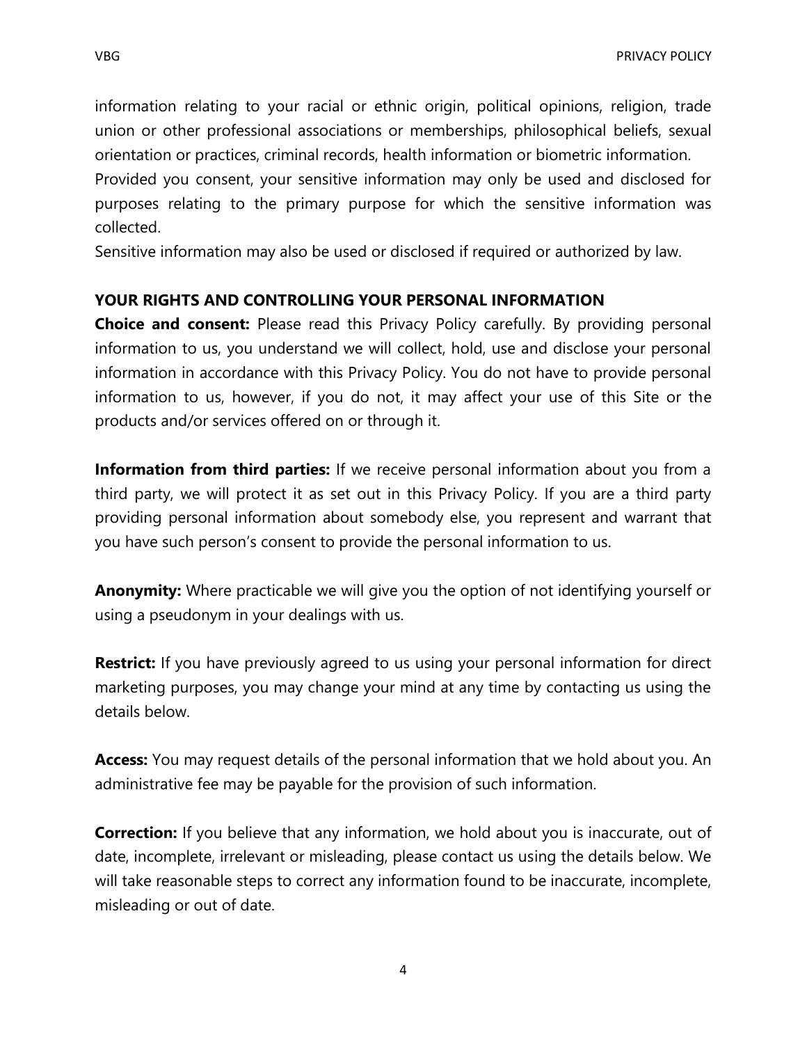information relating to your racial or ethnic origin, political opinions, religion, trade union or other professional associations or memberships, philosophical beliefs, sexual orientation or practices, criminal records, health information or biometric information.
Provided you consent, your sensitive information may only be used and disclosed for purposes relating to the primary purpose for which the sensitive information was collected.
Sensitive information may also be used or disclosed if required or authorized by law.

## YOUR RIGHTS AND CONTROLLING YOUR PERSONAL INFORMATION

**Choice and consent:** Please read this Privacy Policy carefully. By providing personal information to us, you understand we will collect, hold, use and disclose your personal information in accordance with this Privacy Policy. You do not have to provide personal information to us, however, if you do not, it may affect your use of this Site or the products and/or services offered on or through it.

**Information from third parties:** If we receive personal information about you from a third party, we will protect it as set out in this Privacy Policy. If you are a third party providing personal information about somebody else, you represent and warrant that you have such person's consent to provide the personal information to us.

**Anonymity:** Where practicable we will give you the option of not identifying yourself or using a pseudonym in your dealings with us.

**Restrict:** If you have previously agreed to us using your personal information for direct marketing purposes, you may change your mind at any time by contacting us using the details below.

**Access:** You may request details of the personal information that we hold about you. An administrative fee may be payable for the provision of such information.

**Correction:** If you believe that any information, we hold about you is inaccurate, out of date, incomplete, irrelevant or misleading, please contact us using the details below. We will take reasonable steps to correct any information found to be inaccurate, incomplete, misleading or out of date.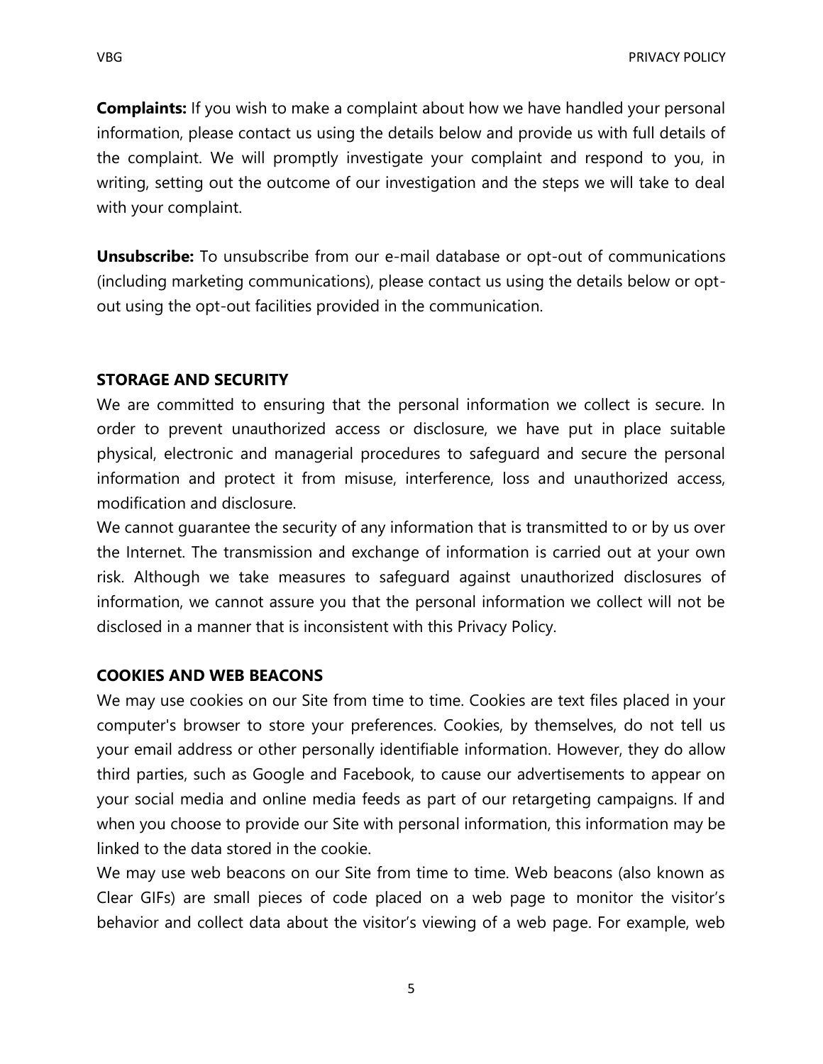**Complaints:** If you wish to make a complaint about how we have handled your personal information, please contact us using the details below and provide us with full details of the complaint. We will promptly investigate your complaint and respond to you, in writing, setting out the outcome of our investigation and the steps we will take to deal with your complaint.

**Unsubscribe:** To unsubscribe from our e-mail database or opt-out of communications (including marketing communications), please contact us using the details below or opt-out using the opt-out facilities provided in the communication.

## STORAGE AND SECURITY

We are committed to ensuring that the personal information we collect is secure. In order to prevent unauthorized access or disclosure, we have put in place suitable physical, electronic and managerial procedures to safeguard and secure the personal information and protect it from misuse, interference, loss and unauthorized access, modification and disclosure.

We cannot guarantee the security of any information that is transmitted to or by us over the Internet. The transmission and exchange of information is carried out at your own risk. Although we take measures to safeguard against unauthorized disclosures of information, we cannot assure you that the personal information we collect will not be disclosed in a manner that is inconsistent with this Privacy Policy.

## COOKIES AND WEB BEACONS

We may use cookies on our Site from time to time. Cookies are text files placed in your computer's browser to store your preferences. Cookies, by themselves, do not tell us your email address or other personally identifiable information. However, they do allow third parties, such as Google and Facebook, to cause our advertisements to appear on your social media and online media feeds as part of our retargeting campaigns. If and when you choose to provide our Site with personal information, this information may be linked to the data stored in the cookie.

We may use web beacons on our Site from time to time. Web beacons (also known as Clear GIFs) are small pieces of code placed on a web page to monitor the visitor's behavior and collect data about the visitor's viewing of a web page. For example, web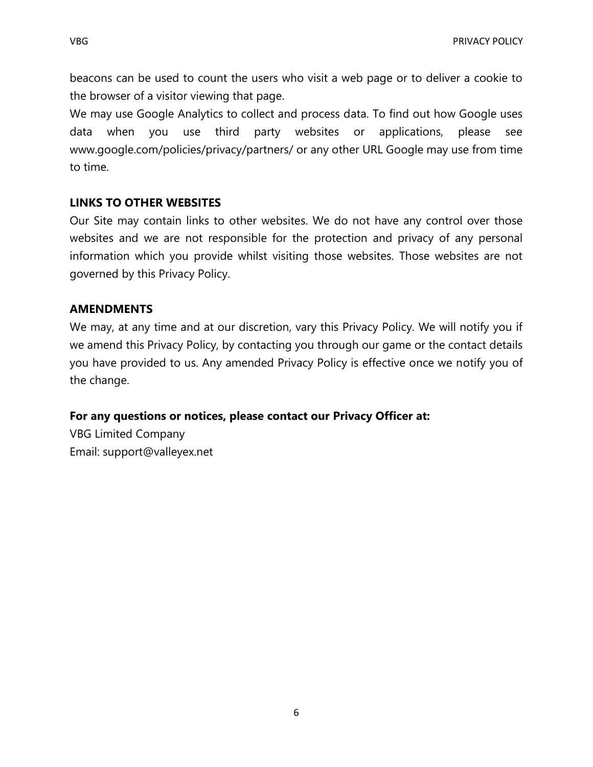beacons can be used to count the users who visit a web page or to deliver a cookie to the browser of a visitor viewing that page.

We may use Google Analytics to collect and process data. To find out how Google uses data when you use third party websites or applications, please see www.google.com/policies/privacy/partners/ or any other URL Google may use from time to time.

## LINKS TO OTHER WEBSITES

Our Site may contain links to other websites. We do not have any control over those websites and we are not responsible for the protection and privacy of any personal information which you provide whilst visiting those websites. Those websites are not governed by this Privacy Policy.

## AMENDMENTS

We may, at any time and at our discretion, vary this Privacy Policy. We will notify you if we amend this Privacy Policy, by contacting you through our game or the contact details you have provided to us. Any amended Privacy Policy is effective once we notify you of the change.

**For any questions or notices, please contact our Privacy Officer at:**

VBG Limited Company

Email: support@valleyex.net